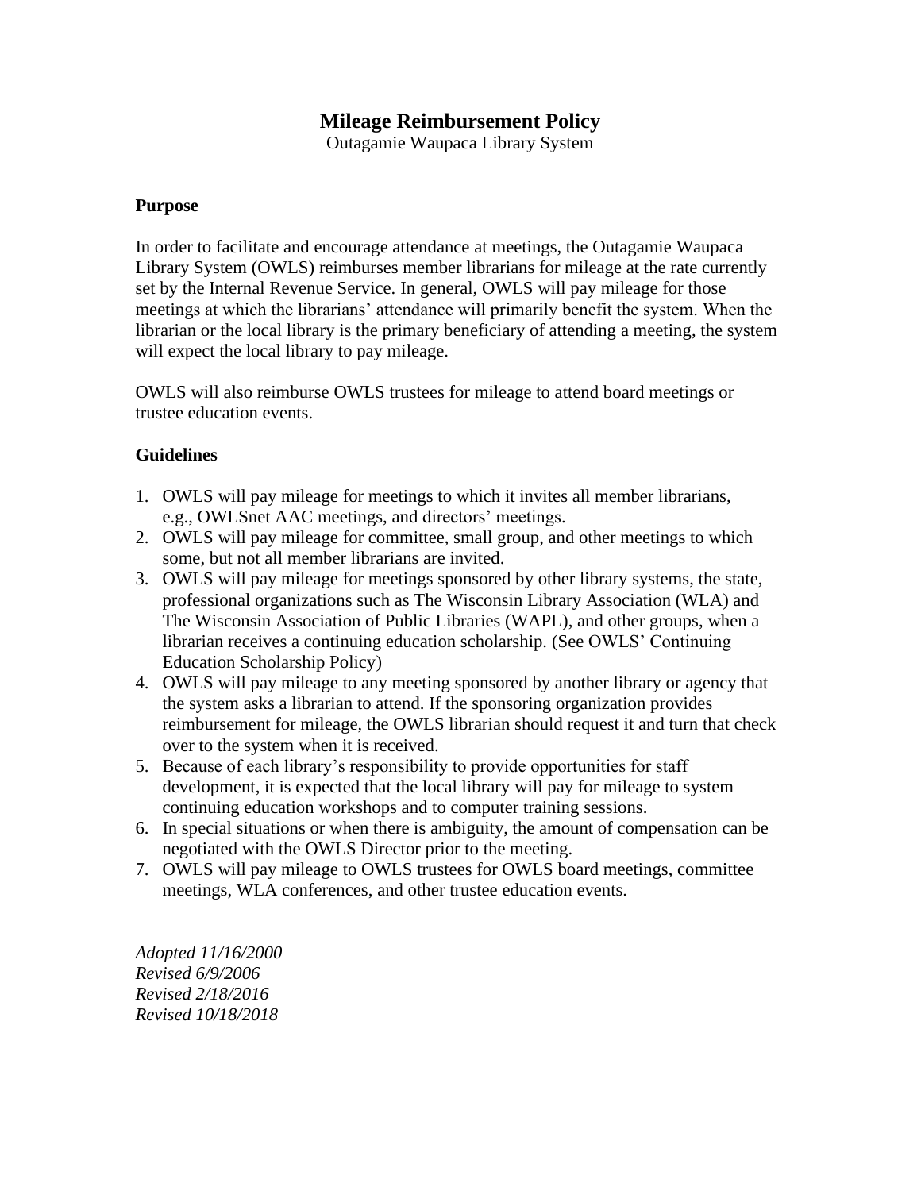# Mileage Reimbursement Policy

Outagamie Waupaca Library System

**Purpose**

In order to facilitate and encourage attendance at meetings, the Outagamie Waupaca Library System (OWLS) reimburses member librarians for mileage at the rate currently set by the Internal Revenue Service. In general, OWLS will pay mileage for those meetings at which the librarians' attendance will primarily benefit the system. When the librarian or the local library is the primary beneficiary of attending a meeting, the system will expect the local library to pay mileage.

OWLS will also reimburse OWLS trustees for mileage to attend board meetings or trustee education events.

**Guidelines**

1. OWLS will pay mileage for meetings to which it invites all member librarians, e.g., OWLSnet AAC meetings, and directors' meetings.
2. OWLS will pay mileage for committee, small group, and other meetings to which some, but not all member librarians are invited.
3. OWLS will pay mileage for meetings sponsored by other library systems, the state, professional organizations such as The Wisconsin Library Association (WLA) and The Wisconsin Association of Public Libraries (WAPL), and other groups, when a librarian receives a continuing education scholarship. (See OWLS' Continuing Education Scholarship Policy)
4. OWLS will pay mileage to any meeting sponsored by another library or agency that the system asks a librarian to attend. If the sponsoring organization provides reimbursement for mileage, the OWLS librarian should request it and turn that check over to the system when it is received.
5. Because of each library's responsibility to provide opportunities for staff development, it is expected that the local library will pay for mileage to system continuing education workshops and to computer training sessions.
6. In special situations or when there is ambiguity, the amount of compensation can be negotiated with the OWLS Director prior to the meeting.
7. OWLS will pay mileage to OWLS trustees for OWLS board meetings, committee meetings, WLA conferences, and other trustee education events.

*Adopted 11/16/2000*
*Revised 6/9/2006*
*Revised 2/18/2016*
*Revised 10/18/2018*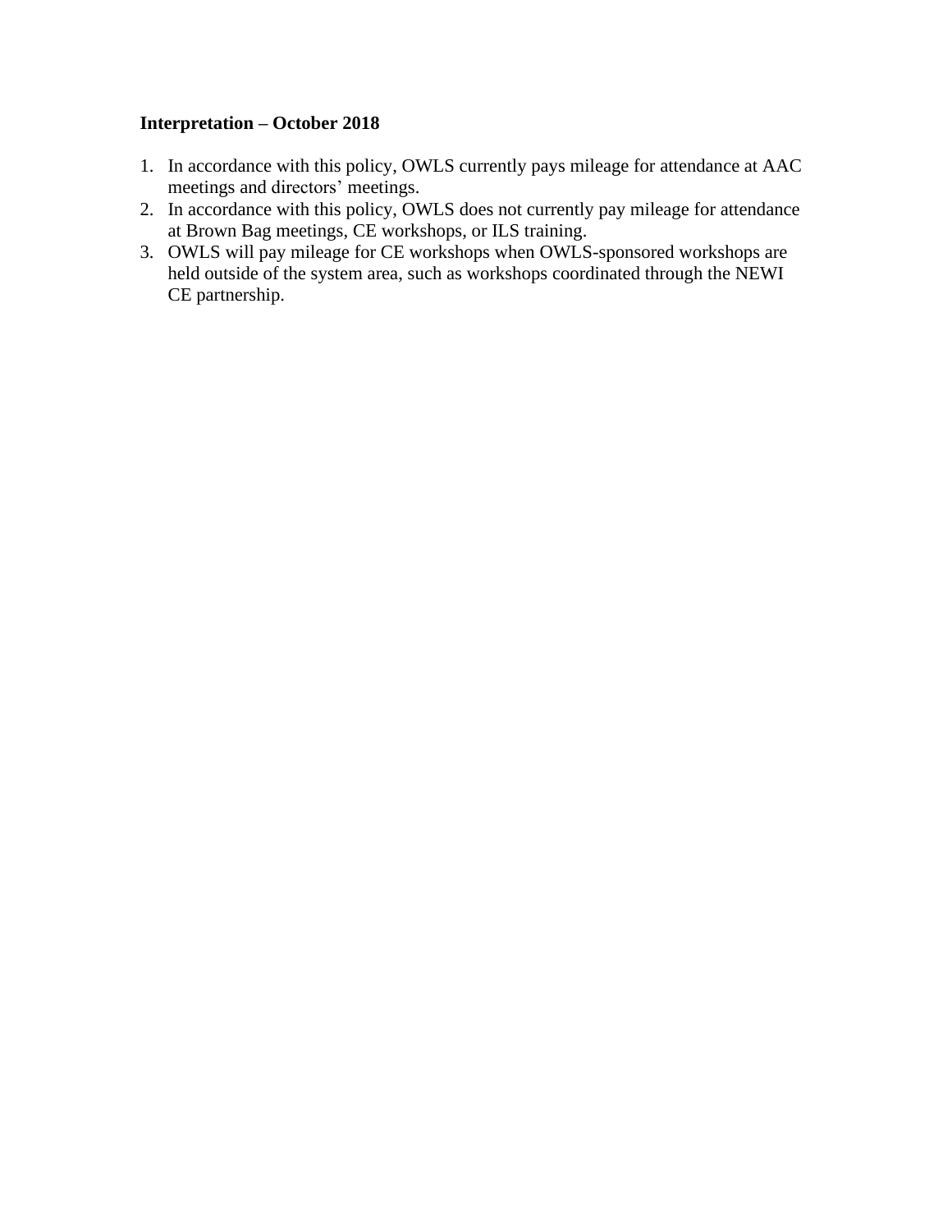**Interpretation – October 2018**

1. In accordance with this policy, OWLS currently pays mileage for attendance at AAC meetings and directors' meetings.
2. In accordance with this policy, OWLS does not currently pay mileage for attendance at Brown Bag meetings, CE workshops, or ILS training.
3. OWLS will pay mileage for CE workshops when OWLS-sponsored workshops are held outside of the system area, such as workshops coordinated through the NEWI CE partnership.